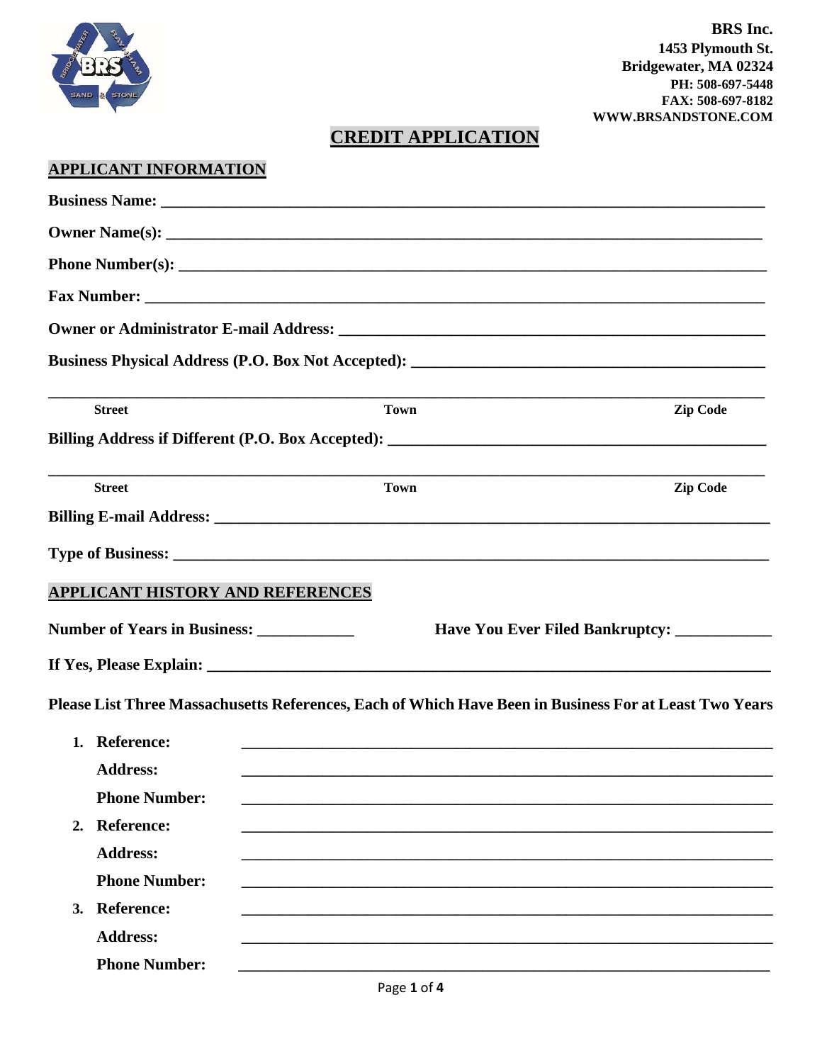**BRS Inc.**
**1453 Plymouth St.**
**Bridgewater, MA 02324**
**PH: 508-697-5448**
**FAX: 508-697-8182**
**WWW.BRSANDSTONE.COM**

# CREDIT APPLICATION

## APPLICANT INFORMATION

**Business Name:** ______________________________________________________________

**Owner Name(s):** ______________________________________________________________

**Phone Number(s):** ______________________________________________________________

**Fax Number:** ______________________________________________________________

**Owner or Administrator E-mail Address:** ______________________________________________

**Business Physical Address (P.O. Box Not Accepted):** ____________________________________

______________________________________________________________

| Street | Town | Zip Code |
|---|---|---|

**Billing Address if Different (P.O. Box Accepted):** ____________________________________

______________________________________________________________

| Street | Town | Zip Code |
|---|---|---|

**Billing E-mail Address:** ______________________________________________________________

**Type of Business:** ______________________________________________________________

## APPLICANT HISTORY AND REFERENCES

**Number of Years in Business:** ____________ **Have You Ever Filed Bankruptcy:** ____________

**If Yes, Please Explain:** ______________________________________________________________

**Please List Three Massachusetts References, Each of Which Have Been in Business For at Least Two Years**

1. **Reference:** ______________________________________________
   **Address:** ______________________________________________
   **Phone Number:** ______________________________________________
2. **Reference:** ______________________________________________
   **Address:** ______________________________________________
   **Phone Number:** ______________________________________________
3. **Reference:** ______________________________________________
   **Address:** ______________________________________________
   **Phone Number:** ______________________________________________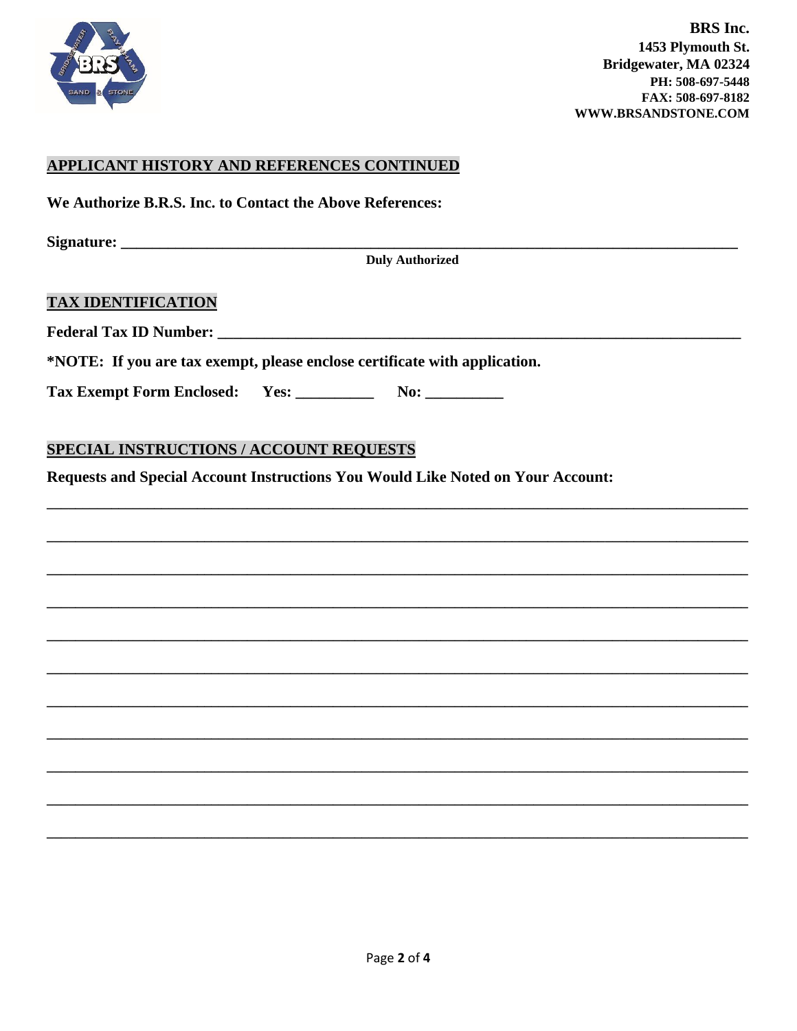**BRS Inc.**
**1453 Plymouth St.**
**Bridgewater, MA 02324**
**PH: 508-697-5448**
**FAX: 508-697-8182**
**WWW.BRSANDSTONE.COM**

## APPLICANT HISTORY AND REFERENCES CONTINUED

**We Authorize B.R.S. Inc. to Contact the Above References:**

**Signature:** ______________________________________________________________________________
**Duly Authorized**

## TAX IDENTIFICATION

**Federal Tax ID Number:** ______________________________________________________________

***NOTE: If you are tax exempt, please enclose certificate with application.**

**Tax Exempt Form Enclosed: Yes:** __________ **No:** __________

## SPECIAL INSTRUCTIONS / ACCOUNT REQUESTS

**Requests and Special Account Instructions You Would Like Noted on Your Account:**

____________________________________________________________________________________

____________________________________________________________________________________

____________________________________________________________________________________

____________________________________________________________________________________

____________________________________________________________________________________

____________________________________________________________________________________

____________________________________________________________________________________

____________________________________________________________________________________

____________________________________________________________________________________

____________________________________________________________________________________

____________________________________________________________________________________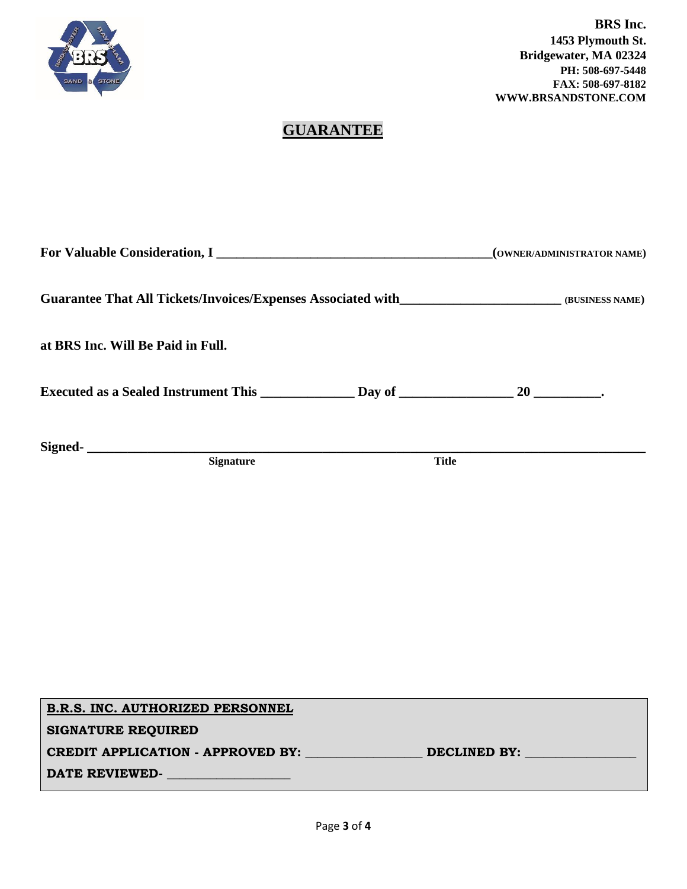**BRS Inc.**
**1453 Plymouth St.**
**Bridgewater, MA 02324**
**PH: 508-697-5448**
**FAX: 508-697-8182**
**WWW.BRSANDSTONE.COM**

# GUARANTEE

**For Valuable Consideration, I \_\_\_\_\_\_\_\_\_\_\_\_\_\_\_\_\_\_\_\_\_\_\_\_\_\_\_\_\_\_\_\_\_\_\_\_\_\_\_\_(OWNER/ADMINISTRATOR NAME)**

**Guarantee That All Tickets/Invoices/Expenses Associated with\_\_\_\_\_\_\_\_\_\_\_\_\_\_\_\_\_\_\_\_\_\_\_\_ (BUSINESS NAME)**

**at BRS Inc. Will Be Paid in Full.**

**Executed as a Sealed Instrument This \_\_\_\_\_\_\_\_\_\_\_\_\_\_ Day of \_\_\_\_\_\_\_\_\_\_\_\_\_\_\_\_\_ 20 \_\_\_\_\_\_\_\_\_\_.**

**Signed- \_\_\_\_\_\_\_\_\_\_\_\_\_\_\_\_\_\_\_\_\_\_\_\_\_\_\_\_\_\_\_\_\_\_\_\_\_\_\_\_\_\_\_\_\_\_\_\_\_\_\_\_\_\_\_\_\_\_\_\_\_\_\_\_\_\_\_\_\_\_\_\_\_\_\_\_\_\_**

**Signature** **Title**

**B.R.S. INC. AUTHORIZED PERSONNEL**

**SIGNATURE REQUIRED**

**CREDIT APPLICATION - APPROVED BY: \_\_\_\_\_\_\_\_\_\_\_\_\_\_\_\_\_\_ DECLINED BY: \_\_\_\_\_\_\_\_\_\_\_\_\_\_\_\_\_**

**DATE REVIEWED- \_\_\_\_\_\_\_\_\_\_\_\_\_\_\_\_\_\_\_**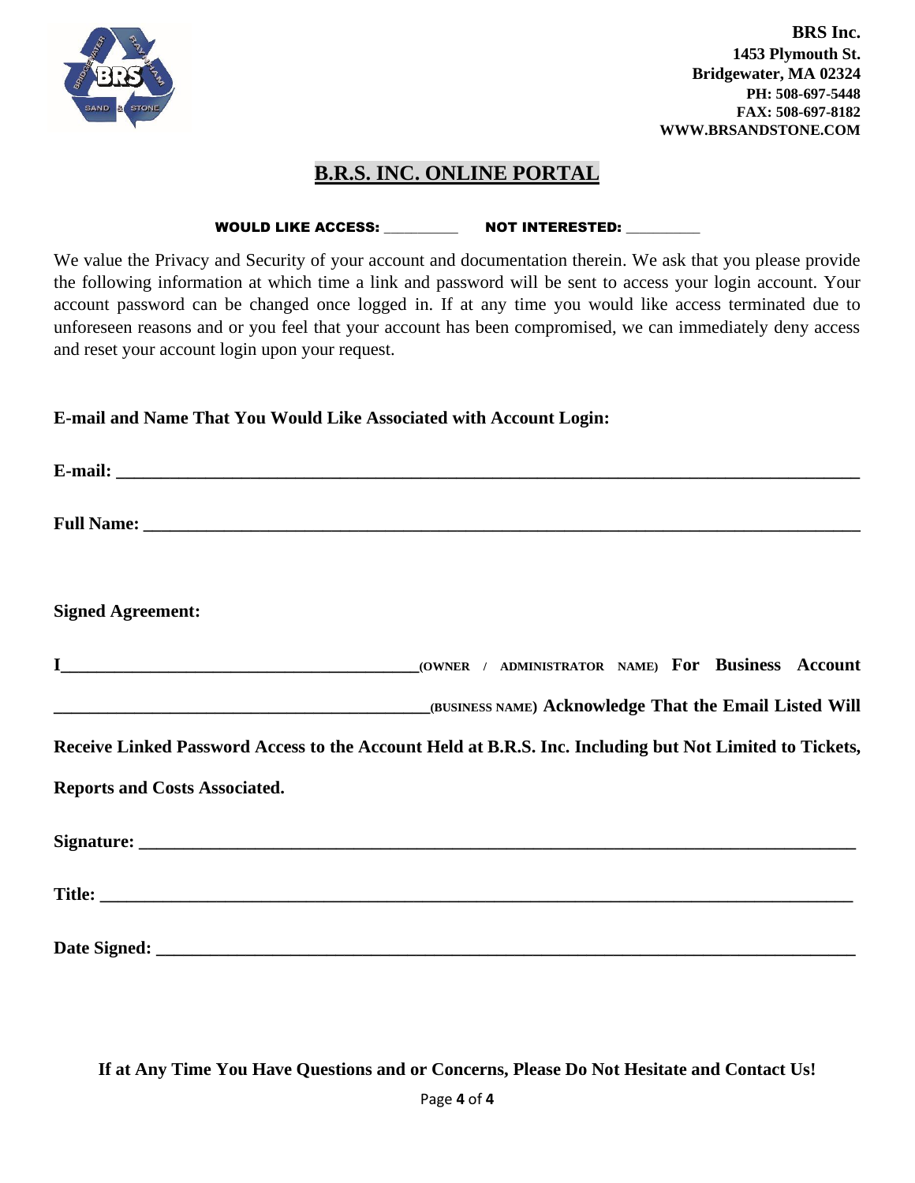**BRS Inc.**
**1453 Plymouth St.**
**Bridgewater, MA 02324**
**PH: 508-697-5448**
**FAX: 508-697-8182**
**WWW.BRSANDSTONE.COM**

# B.R.S. INC. ONLINE PORTAL

**WOULD LIKE ACCESS:** __________ **NOT INTERESTED:** __________

We value the Privacy and Security of your account and documentation therein. We ask that you please provide the following information at which time a link and password will be sent to access your login account. Your account password can be changed once logged in. If at any time you would like access terminated due to unforeseen reasons and or you feel that your account has been compromised, we can immediately deny access and reset your account login upon your request.

**E-mail and Name That You Would Like Associated with Account Login:**

**E-mail:** ______________________________________________________________________

**Full Name:** ____________________________________________________________________

**Signed Agreement:**

**I**__________________________________________(OWNER / ADMINISTRATOR NAME) **For Business Account** __________________________________________(BUSINESS NAME) **Acknowledge That the Email Listed Will Receive Linked Password Access to the Account Held at B.R.S. Inc. Including but Not Limited to Tickets, Reports and Costs Associated.**

**Signature:** ____________________________________________________________________

**Title:** _______________________________________________________________________

**Date Signed:** __________________________________________________________________

**If at Any Time You Have Questions and or Concerns, Please Do Not Hesitate and Contact Us!**